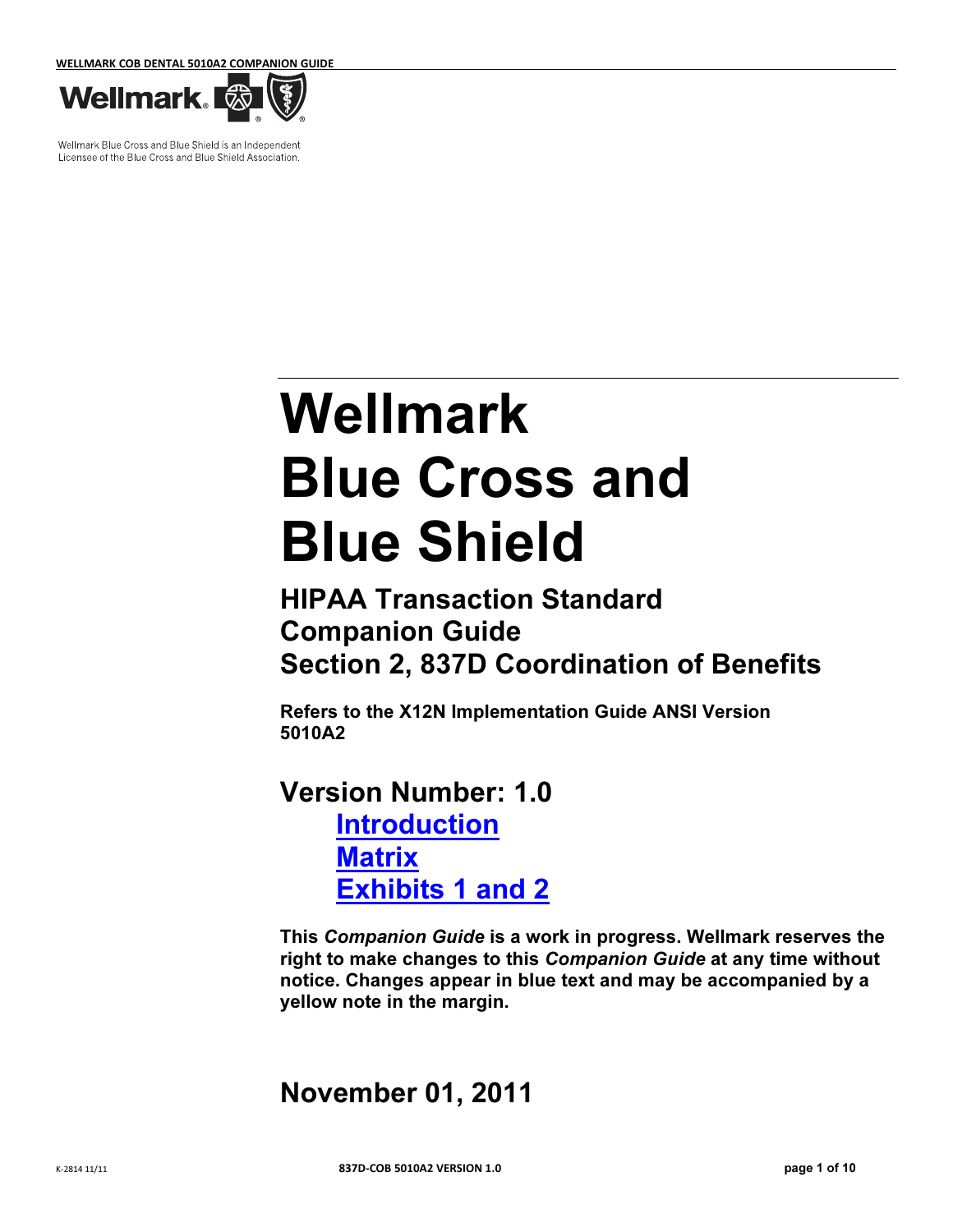Wellmark Blue Cross and Blue Shield is an Independent Licensee of the Blue Cross and Blue Shield Association.

# Wellmark Blue Cross and Blue Shield

## HIPAA Transaction Standard Companion Guide Section 2, 837D Coordination of Benefits

**Refers to the X12N Implementation Guide ANSI Version 5010A2**

## Version Number: 1.0

- **Introduction**
- **Matrix**
- **Exhibits 1 and 2**

**This *Companion Guide* is a work in progress. Wellmark reserves the right to make changes to this *Companion Guide* at any time without notice. Changes appear in blue text and may be accompanied by a yellow note in the margin.**

## November 01, 2011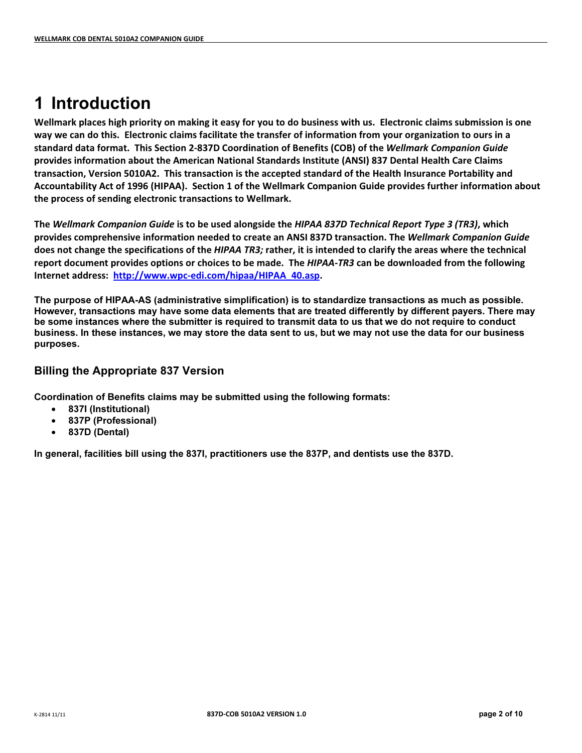# 1 Introduction

**Wellmark places high priority on making it easy for you to do business with us. Electronic claims submission is one way we can do this. Electronic claims facilitate the transfer of information from your organization to ours in a standard data format. This Section 2-837D Coordination of Benefits (COB) of the *Wellmark Companion Guide* provides information about the American National Standards Institute (ANSI) 837 Dental Health Care Claims transaction, Version 5010A2. This transaction is the accepted standard of the Health Insurance Portability and Accountability Act of 1996 (HIPAA). Section 1 of the Wellmark Companion Guide provides further information about the process of sending electronic transactions to Wellmark.**

**The *Wellmark Companion Guide* is to be used alongside the *HIPAA 837D Technical Report Type 3 (TR3)*, which provides comprehensive information needed to create an ANSI 837D transaction. The *Wellmark Companion Guide* does not change the specifications of the *HIPAA TR3;* rather, it is intended to clarify the areas where the technical report document provides options or choices to be made. The *HIPAA-TR3* can be downloaded from the following Internet address: [http://www.wpc-edi.com/hipaa/HIPAA_40.asp](http://www.wpc-edi.com/hipaa/HIPAA_40.asp).**

**The purpose of HIPAA-AS (administrative simplification) is to standardize transactions as much as possible. However, transactions may have some data elements that are treated differently by different payers. There may be some instances where the submitter is required to transmit data to us that we do not require to conduct business. In these instances, we may store the data sent to us, but we may not use the data for our business purposes.**

## Billing the Appropriate 837 Version

**Coordination of Benefits claims may be submitted using the following formats:**

- **837I (Institutional)**
- **837P (Professional)**
- **837D (Dental)**

**In general, facilities bill using the 837I, practitioners use the 837P, and dentists use the 837D.**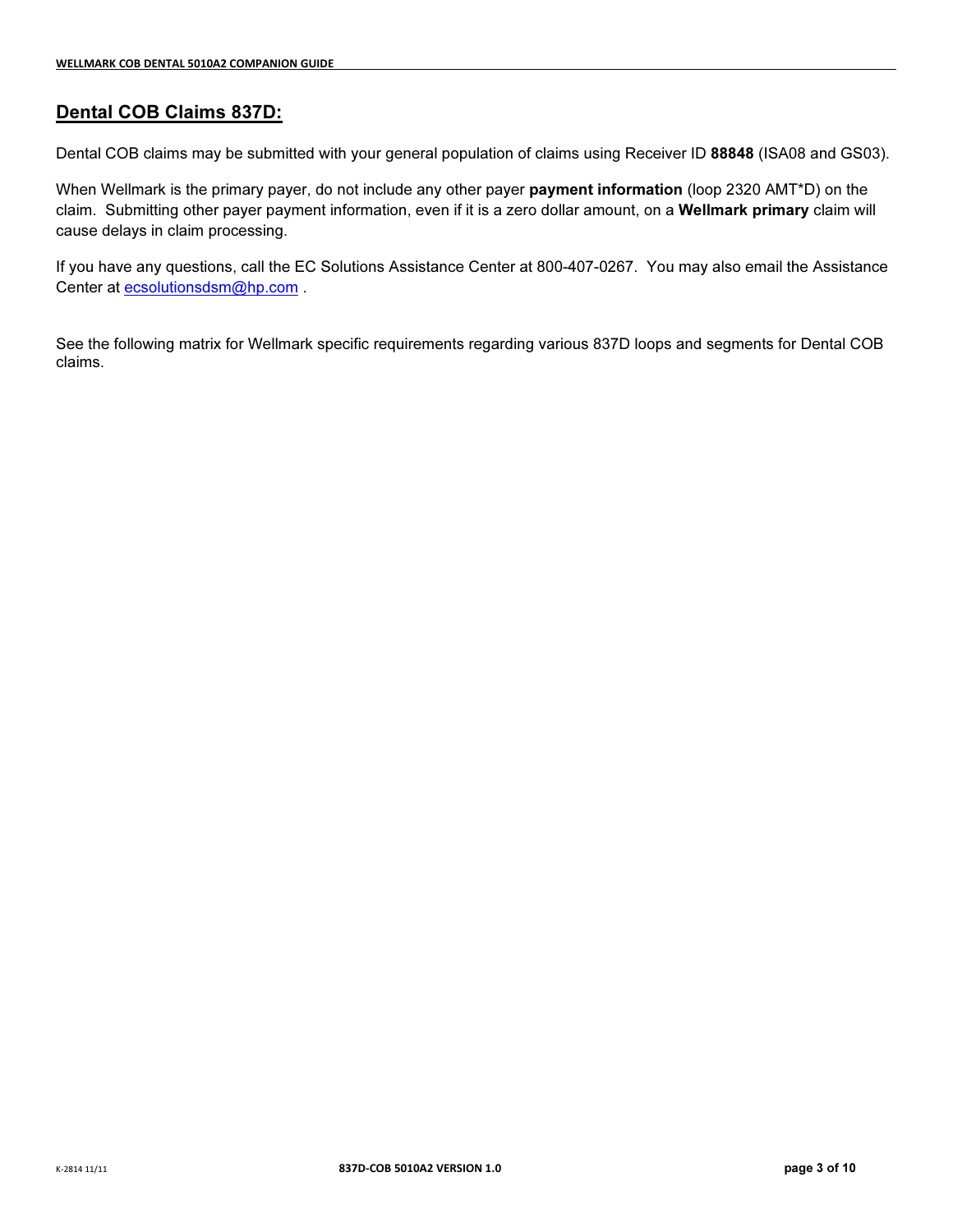## Dental COB Claims 837D:

Dental COB claims may be submitted with your general population of claims using Receiver ID **88848** (ISA08 and GS03).

When Wellmark is the primary payer, do not include any other payer **payment information** (loop 2320 AMT*D) on the claim. Submitting other payer payment information, even if it is a zero dollar amount, on a **Wellmark primary** claim will cause delays in claim processing.

If you have any questions, call the EC Solutions Assistance Center at 800-407-0267. You may also email the Assistance Center at ecsolutionsdsm@hp.com .

See the following matrix for Wellmark specific requirements regarding various 837D loops and segments for Dental COB claims.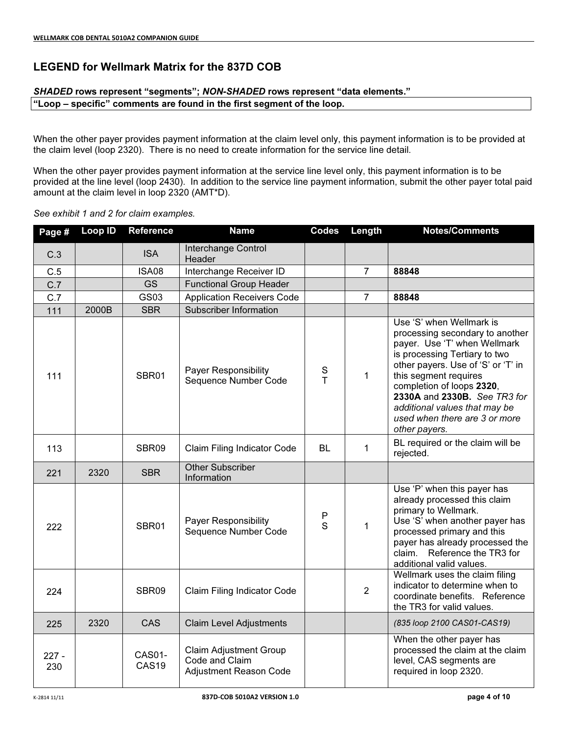## LEGEND for Wellmark Matrix for the 837D COB

***SHADED* rows represent "segments"; *NON-SHADED* rows represent "data elements."**

**"Loop – specific" comments are found in the first segment of the loop.**

When the other payer provides payment information at the claim level only, this payment information is to be provided at the claim level (loop 2320). There is no need to create information for the service line detail.

When the other payer provides payment information at the service line level only, this payment information is to be provided at the line level (loop 2430). In addition to the service line payment information, submit the other payer total paid amount at the claim level in loop 2320 (AMT*D).

*See exhibit 1 and 2 for claim examples.*

| Page # | Loop ID | Reference | Name | Codes | Length | Notes/Comments |
|---|---|---|---|---|---|---|
| C.3 | | ISA | Interchange Control Header | | | |
| C.5 | | ISA08 | Interchange Receiver ID | | 7 | **88848** |
| C.7 | | GS | Functional Group Header | | | |
| C.7 | | GS03 | Application Receivers Code | | 7 | **88848** |
| 111 | 2000B | SBR | Subscriber Information | | | |
| 111 | | SBR01 | Payer Responsibility Sequence Number Code | S<br>T | 1 | Use 'S' when Wellmark is processing secondary to another payer. Use 'T' when Wellmark is processing Tertiary to two other payers. Use of 'S' or 'T' in this segment requires completion of loops **2320**, **2330A** and **2330B.** *See TR3 for additional values that may be used when there are 3 or more other payers.* |
| 113 | | SBR09 | Claim Filing Indicator Code | BL | 1 | BL required or the claim will be rejected. |
| 221 | 2320 | SBR | Other Subscriber Information | | | |
| 222 | | SBR01 | Payer Responsibility Sequence Number Code | P<br>S | 1 | Use 'P' when this payer has already processed this claim primary to Wellmark.<br>Use 'S' when another payer has processed primary and this payer has already processed the claim. Reference the TR3 for additional valid values. |
| 224 | | SBR09 | Claim Filing Indicator Code | | 2 | Wellmark uses the claim filing indicator to determine when to coordinate benefits. Reference the TR3 for valid values. |
| 225 | 2320 | CAS | Claim Level Adjustments | | | *(835 loop 2100 CAS01-CAS19)* |
| 227 - 230 | | CAS01-CAS19 | Claim Adjustment Group Code and Claim Adjustment Reason Code | | | When the other payer has processed the claim at the claim level, CAS segments are required in loop 2320. |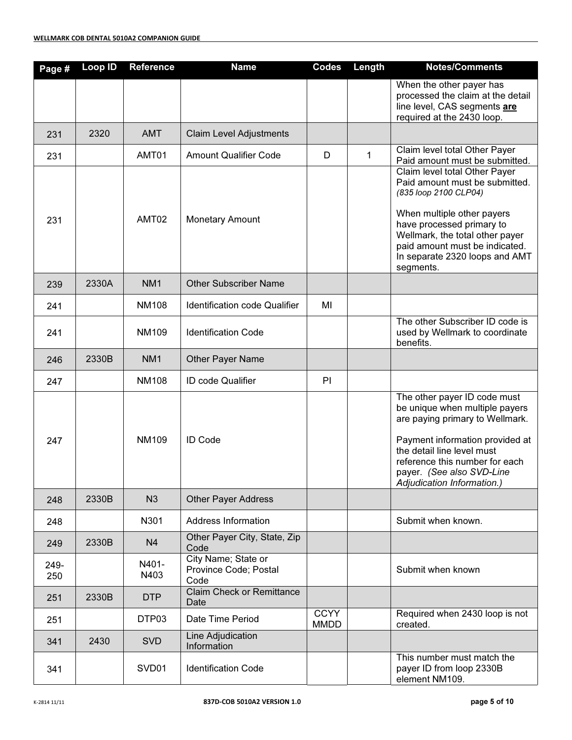| Page # | Loop ID | Reference | Name | Codes | Length | Notes/Comments |
|---|---|---|---|---|---|---|
| | | | | | | When the other payer has processed the claim at the detail line level, CAS segments **are** required at the 2430 loop. |
| 231 | 2320 | AMT | Claim Level Adjustments | | | |
| 231 | | AMT01 | Amount Qualifier Code | D | 1 | Claim level total Other Payer Paid amount must be submitted. |
| 231 | | AMT02 | Monetary Amount | | | Claim level total Other Payer Paid amount must be submitted. *(835 loop 2100 CLP04)*<br><br>When multiple other payers have processed primary to Wellmark, the total other payer paid amount must be indicated. In separate 2320 loops and AMT segments. |
| 239 | 2330A | NM1 | Other Subscriber Name | | | |
| 241 | | NM108 | Identification code Qualifier | MI | | |
| 241 | | NM109 | Identification Code | | | The other Subscriber ID code is used by Wellmark to coordinate benefits. |
| 246 | 2330B | NM1 | Other Payer Name | | | |
| 247 | | NM108 | ID code Qualifier | PI | | |
| 247 | | NM109 | ID Code | | | The other payer ID code must be unique when multiple payers are paying primary to Wellmark.<br><br>Payment information provided at the detail line level must reference this number for each payer. *(See also SVD-Line Adjudication Information.)* |
| 248 | 2330B | N3 | Other Payer Address | | | |
| 248 | | N301 | Address Information | | | Submit when known. |
| 249 | 2330B | N4 | Other Payer City, State, Zip Code | | | |
| 249-250 | | N401-N403 | City Name; State or Province Code; Postal Code | | | Submit when known |
| 251 | 2330B | DTP | Claim Check or Remittance Date | | | |
| 251 | | DTP03 | Date Time Period | CCYY MMDD | | Required when 2430 loop is not created. |
| 341 | 2430 | SVD | Line Adjudication Information | | | |
| 341 | | SVD01 | Identification Code | | | This number must match the payer ID from loop 2330B element NM109. |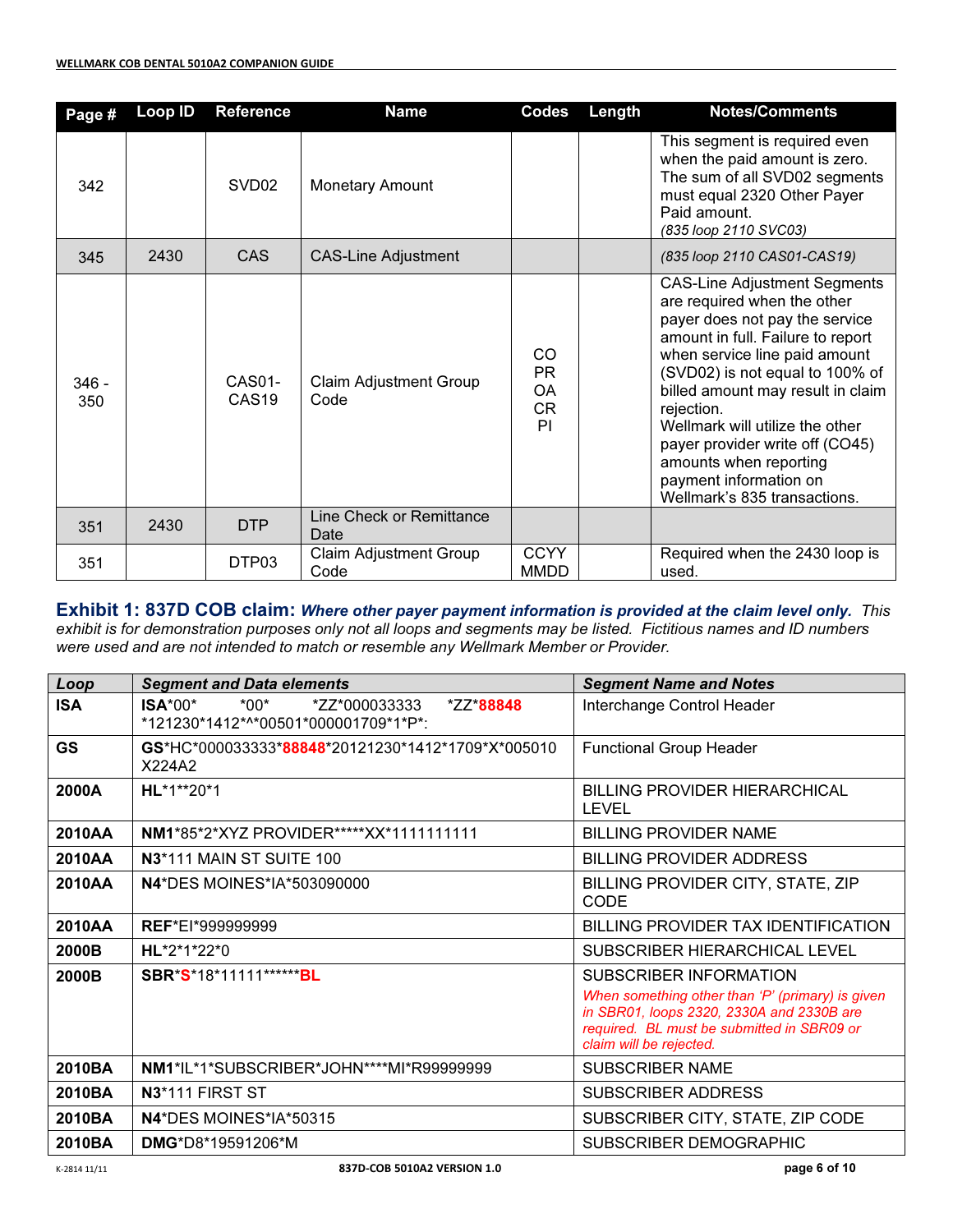| Page # | Loop ID | Reference | Name | Codes | Length | Notes/Comments |
|---|---|---|---|---|---|---|
| 342 | | SVD02 | Monetary Amount | | | This segment is required even when the paid amount is zero. The sum of all SVD02 segments must equal 2320 Other Payer Paid amount. *(835 loop 2110 SVC03)* |
| 345 | 2430 | CAS | CAS-Line Adjustment | | | *(835 loop 2110 CAS01-CAS19)* |
| 346 - 350 | | CAS01-CAS19 | Claim Adjustment Group Code | CO PR OA CR PI | | CAS-Line Adjustment Segments are required when the other payer does not pay the service amount in full. Failure to report when service line paid amount (SVD02) is not equal to 100% of billed amount may result in claim rejection. Wellmark will utilize the other payer provider write off (CO45) amounts when reporting payment information on Wellmark's 835 transactions. |
| 351 | 2430 | DTP | Line Check or Remittance Date | | | |
| 351 | | DTP03 | Claim Adjustment Group Code | CCYY MMDD | | Required when the 2430 loop is used. |

## Exhibit 1: 837D COB claim: *Where other payer payment information is provided at the claim level only.*

*This exhibit is for demonstration purposes only not all loops and segments may be listed. Fictitious names and ID numbers were used and are not intended to match or resemble any Wellmark Member or Provider.*

| *Loop* | *Segment and Data elements* | *Segment Name and Notes* |
|---|---|---|
| **ISA** | **ISA***00*          *00*          *ZZ*000033333     *ZZ***88848** *121230*1412*^*00501*000001709*1*P*: | Interchange Control Header |
| **GS** | **GS***HC*000033333***88848***20121230*1412*1709*X*005010 X224A2 | Functional Group Header |
| **2000A** | **HL***1**20*1 | BILLING PROVIDER HIERARCHICAL LEVEL |
| **2010AA** | **NM1***85*2*XYZ PROVIDER*****XX*1111111111 | BILLING PROVIDER NAME |
| **2010AA** | **N3***111 MAIN ST SUITE 100 | BILLING PROVIDER ADDRESS |
| **2010AA** | **N4***DES MOINES*IA*503090000 | BILLING PROVIDER CITY, STATE, ZIP CODE |
| **2010AA** | **REF***EI*999999999 | BILLING PROVIDER TAX IDENTIFICATION |
| **2000B** | **HL***2*1*22*0 | SUBSCRIBER HIERARCHICAL LEVEL |
| **2000B** | **SBR*****S***18*11111******BL** | SUBSCRIBER INFORMATION *When something other than 'P' (primary) is given in SBR01, loops 2320, 2330A and 2330B are required. BL must be submitted in SBR09 or claim will be rejected.* |
| **2010BA** | **NM1***IL*1*SUBSCRIBER*JOHN****MI*R99999999 | SUBSCRIBER NAME |
| **2010BA** | **N3***111 FIRST ST | SUBSCRIBER ADDRESS |
| **2010BA** | **N4***DES MOINES*IA*50315 | SUBSCRIBER CITY, STATE, ZIP CODE |
| **2010BA** | **DMG***D8*19591206*M | SUBSCRIBER DEMOGRAPHIC |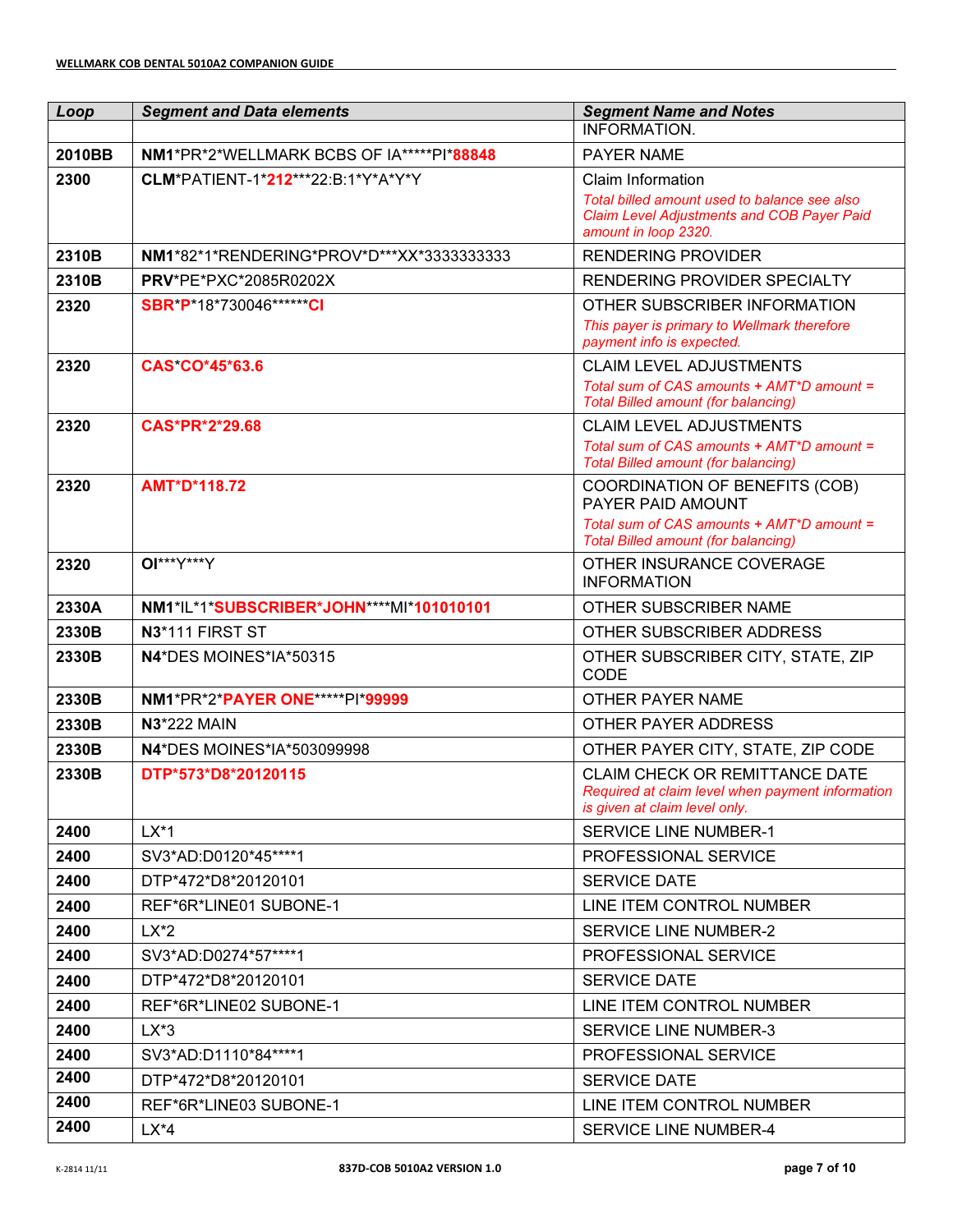| Loop | Segment and Data elements | Segment Name and Notes |
|---|---|---|
| | | INFORMATION. |
| 2010BB | **NM1**\*PR\*2\*WELLMARK BCBS OF IA\*\*\*\*\*PI\***88848** | PAYER NAME |
| 2300 | **CLM**\*PATIENT-1\***212**\*\*\*22:B:1\*Y\*A\*Y\*Y | Claim Information<br>*Total billed amount used to balance see also Claim Level Adjustments and COB Payer Paid amount in loop 2320.* |
| 2310B | **NM1**\*82\*1\*RENDERING\*PROV\*D\*\*\*XX\*3333333333 | RENDERING PROVIDER |
| 2310B | **PRV**\*PE\*PXC\*2085R0202X | RENDERING PROVIDER SPECIALTY |
| 2320 | **SBR**\***P**\*18\*730046\*\*\*\*\*\***CI** | OTHER SUBSCRIBER INFORMATION<br>*This payer is primary to Wellmark therefore payment info is expected.* |
| 2320 | **CAS\*CO\*45\*63.6** | CLAIM LEVEL ADJUSTMENTS<br>*Total sum of CAS amounts + AMT\*D amount = Total Billed amount (for balancing)* |
| 2320 | **CAS\*PR\*2\*29.68** | CLAIM LEVEL ADJUSTMENTS<br>*Total sum of CAS amounts + AMT\*D amount = Total Billed amount (for balancing)* |
| 2320 | **AMT\*D\*118.72** | COORDINATION OF BENEFITS (COB) PAYER PAID AMOUNT<br>*Total sum of CAS amounts + AMT\*D amount = Total Billed amount (for balancing)* |
| 2320 | **OI**\*\*\*Y\*\*\*Y | OTHER INSURANCE COVERAGE INFORMATION |
| 2330A | **NM1**\*IL\*1\***SUBSCRIBER\*JOHN**\*\*\*\*MI\***101010101** | OTHER SUBSCRIBER NAME |
| 2330B | **N3**\*111 FIRST ST | OTHER SUBSCRIBER ADDRESS |
| 2330B | **N4**\*DES MOINES\*IA\*50315 | OTHER SUBSCRIBER CITY, STATE, ZIP CODE |
| 2330B | **NM1**\*PR\*2\***PAYER ONE**\*\*\*\*\*PI\***99999** | OTHER PAYER NAME |
| 2330B | **N3**\*222 MAIN | OTHER PAYER ADDRESS |
| 2330B | **N4**\*DES MOINES\*IA\*503099998 | OTHER PAYER CITY, STATE, ZIP CODE |
| 2330B | **DTP\*573\*D8\*20120115** | CLAIM CHECK OR REMITTANCE DATE<br>*Required at claim level when payment information is given at claim level only.* |
| 2400 | LX\*1 | SERVICE LINE NUMBER-1 |
| 2400 | SV3\*AD:D0120\*45\*\*\*\*1 | PROFESSIONAL SERVICE |
| 2400 | DTP\*472\*D8\*20120101 | SERVICE DATE |
| 2400 | REF\*6R\*LINE01 SUBONE-1 | LINE ITEM CONTROL NUMBER |
| 2400 | LX\*2 | SERVICE LINE NUMBER-2 |
| 2400 | SV3\*AD:D0274\*57\*\*\*\*1 | PROFESSIONAL SERVICE |
| 2400 | DTP\*472\*D8\*20120101 | SERVICE DATE |
| 2400 | REF\*6R\*LINE02 SUBONE-1 | LINE ITEM CONTROL NUMBER |
| 2400 | LX\*3 | SERVICE LINE NUMBER-3 |
| 2400 | SV3\*AD:D1110\*84\*\*\*\*1 | PROFESSIONAL SERVICE |
| 2400 | DTP\*472\*D8\*20120101 | SERVICE DATE |
| 2400 | REF\*6R\*LINE03 SUBONE-1 | LINE ITEM CONTROL NUMBER |
| 2400 | LX\*4 | SERVICE LINE NUMBER-4 |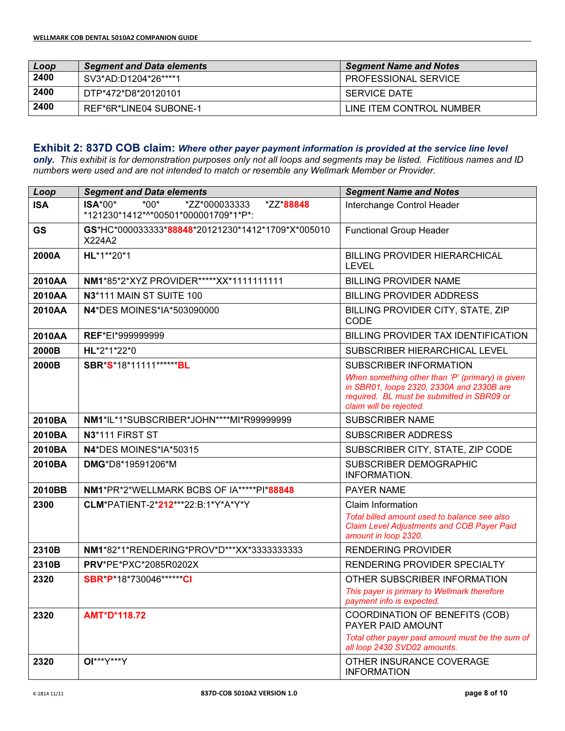| Loop | Segment and Data elements | Segment Name and Notes |
|---|---|---|
| 2400 | SV3*AD:D1204*26****1 | PROFESSIONAL SERVICE |
| 2400 | DTP*472*D8*20120101 | SERVICE DATE |
| 2400 | REF*6R*LINE04 SUBONE-1 | LINE ITEM CONTROL NUMBER |

## Exhibit 2: 837D COB claim: *Where other payer payment information is provided at the service line level only.*

*This exhibit is for demonstration purposes only not all loops and segments may be listed. Fictitious names and ID numbers were used and are not intended to match or resemble any Wellmark Member or Provider.*

| Loop | Segment and Data elements | Segment Name and Notes |
|---|---|---|
| ISA | **ISA***00* \*00* \*ZZ*000033333 \*ZZ***88848** *121230*1412*^*00501*000001709*1*P*: | Interchange Control Header |
| GS | **GS***HC*000033333***88848***20121230*1412*1709*X*005010 X224A2 | Functional Group Header |
| 2000A | **HL***1**20*1 | BILLING PROVIDER HIERARCHICAL LEVEL |
| 2010AA | **NM1***85*2*XYZ PROVIDER*****XX*1111111111 | BILLING PROVIDER NAME |
| 2010AA | **N3***111 MAIN ST SUITE 100 | BILLING PROVIDER ADDRESS |
| 2010AA | **N4***DES MOINES*IA*503090000 | BILLING PROVIDER CITY, STATE, ZIP CODE |
| 2010AA | **REF***EI*999999999 | BILLING PROVIDER TAX IDENTIFICATION |
| 2000B | **HL***2*1*22*0 | SUBSCRIBER HIERARCHICAL LEVEL |
| 2000B | **SBR*****S***18*11111*******BL** | SUBSCRIBER INFORMATION<br>*When something other than 'P' (primary) is given in SBR01, loops 2320, 2330A and 2330B are required. BL must be submitted in SBR09 or claim will be rejected.* |
| 2010BA | **NM1***IL*1*SUBSCRIBER*JOHN****MI*R99999999 | SUBSCRIBER NAME |
| 2010BA | **N3***111 FIRST ST | SUBSCRIBER ADDRESS |
| 2010BA | **N4***DES MOINES*IA*50315 | SUBSCRIBER CITY, STATE, ZIP CODE |
| 2010BA | **DMG***D8*19591206*M | SUBSCRIBER DEMOGRAPHIC INFORMATION. |
| 2010BB | **NM1***PR*2*WELLMARK BCBS OF IA*****PI***88848** | PAYER NAME |
| 2300 | **CLM***PATIENT-2***212*****22:B:1*Y*A*Y*Y | Claim Information<br>*Total billed amount used to balance see also Claim Level Adjustments and COB Payer Paid amount in loop 2320.* |
| 2310B | **NM1***82*1*RENDERING*PROV*D***XX*3333333333 | RENDERING PROVIDER |
| 2310B | **PRV***PE*PXC*2085R0202X | RENDERING PROVIDER SPECIALTY |
| 2320 | **SBR*P***18*730046*******CI** | OTHER SUBSCRIBER INFORMATION<br>*This payer is primary to Wellmark therefore payment info is expected.* |
| 2320 | **AMT*D*118.72** | COORDINATION OF BENEFITS (COB) PAYER PAID AMOUNT<br>*Total other payer paid amount must be the sum of all loop 2430 SVD02 amounts.* |
| 2320 | **OI*****Y***Y | OTHER INSURANCE COVERAGE INFORMATION |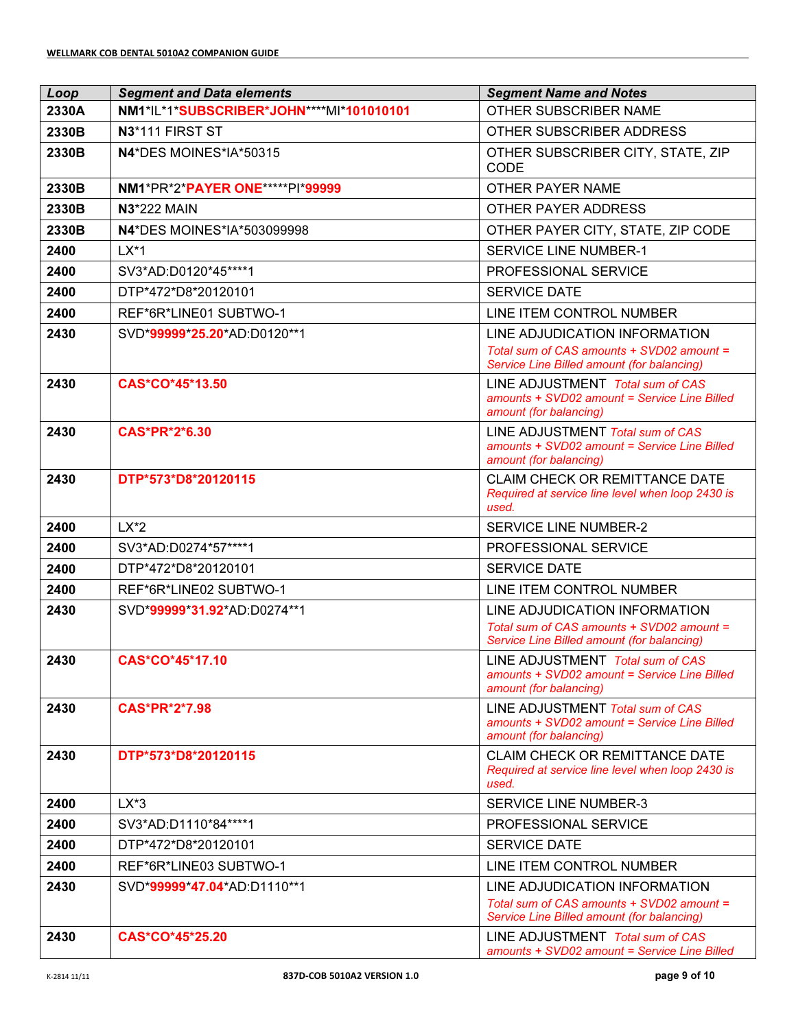| Loop | Segment and Data elements | Segment Name and Notes |
|---|---|---|
| 2330A | **NM1***IL*1***SUBSCRIBER*JOHN*******MI*****101010101** | OTHER SUBSCRIBER NAME |
| 2330B | **N3***111 FIRST ST | OTHER SUBSCRIBER ADDRESS |
| 2330B | **N4***DES MOINES*IA*50315 | OTHER SUBSCRIBER CITY, STATE, ZIP CODE |
| 2330B | **NM1***PR*2***PAYER ONE********PI*****99999** | OTHER PAYER NAME |
| 2330B | **N3***222 MAIN | OTHER PAYER ADDRESS |
| 2330B | **N4***DES MOINES*IA*503099998 | OTHER PAYER CITY, STATE, ZIP CODE |
| 2400 | LX*1 | SERVICE LINE NUMBER-1 |
| 2400 | SV3*AD:D0120*45****1 | PROFESSIONAL SERVICE |
| 2400 | DTP*472*D8*20120101 | SERVICE DATE |
| 2400 | REF*6R*LINE01 SUBTWO-1 | LINE ITEM CONTROL NUMBER |
| 2430 | SVD***99999*25.20***AD:D0120**1 | LINE ADJUDICATION INFORMATION *Total sum of CAS amounts + SVD02 amount = Service Line Billed amount (for balancing)* |
| 2430 | **CAS*CO*45*13.50** | LINE ADJUSTMENT *Total sum of CAS amounts + SVD02 amount = Service Line Billed amount (for balancing)* |
| 2430 | **CAS*PR*2*6.30** | LINE ADJUSTMENT *Total sum of CAS amounts + SVD02 amount = Service Line Billed amount (for balancing)* |
| 2430 | **DTP*573*D8*20120115** | CLAIM CHECK OR REMITTANCE DATE *Required at service line level when loop 2430 is used.* |
| 2400 | LX*2 | SERVICE LINE NUMBER-2 |
| 2400 | SV3*AD:D0274*57****1 | PROFESSIONAL SERVICE |
| 2400 | DTP*472*D8*20120101 | SERVICE DATE |
| 2400 | REF*6R*LINE02 SUBTWO-1 | LINE ITEM CONTROL NUMBER |
| 2430 | SVD***99999*31.92***AD:D0274**1 | LINE ADJUDICATION INFORMATION *Total sum of CAS amounts + SVD02 amount = Service Line Billed amount (for balancing)* |
| 2430 | **CAS*CO*45*17.10** | LINE ADJUSTMENT *Total sum of CAS amounts + SVD02 amount = Service Line Billed amount (for balancing)* |
| 2430 | **CAS*PR*2*7.98** | LINE ADJUSTMENT *Total sum of CAS amounts + SVD02 amount = Service Line Billed amount (for balancing)* |
| 2430 | **DTP*573*D8*20120115** | CLAIM CHECK OR REMITTANCE DATE *Required at service line level when loop 2430 is used.* |
| 2400 | LX*3 | SERVICE LINE NUMBER-3 |
| 2400 | SV3*AD:D1110*84****1 | PROFESSIONAL SERVICE |
| 2400 | DTP*472*D8*20120101 | SERVICE DATE |
| 2400 | REF*6R*LINE03 SUBTWO-1 | LINE ITEM CONTROL NUMBER |
| 2430 | SVD***99999*47.04***AD:D1110**1 | LINE ADJUDICATION INFORMATION *Total sum of CAS amounts + SVD02 amount = Service Line Billed amount (for balancing)* |
| 2430 | **CAS*CO*45*25.20** | LINE ADJUSTMENT *Total sum of CAS amounts + SVD02 amount = Service Line Billed* |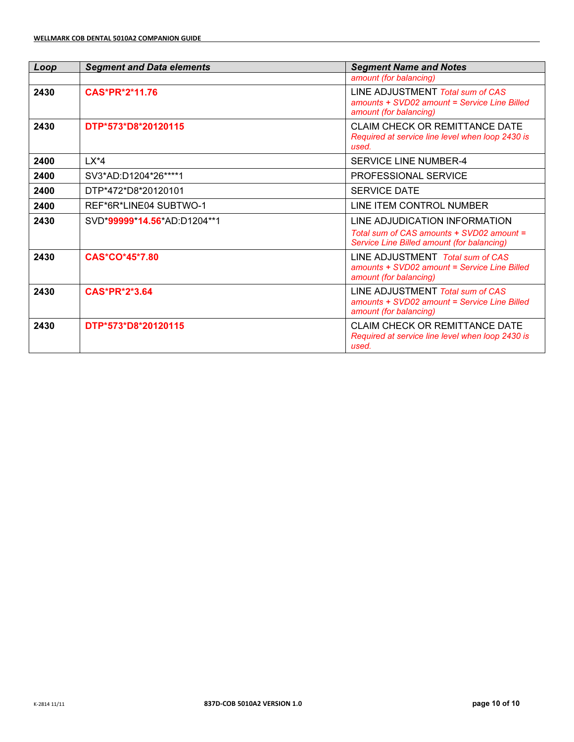| Loop | Segment and Data elements | Segment Name and Notes |
|---|---|---|
| | | *amount (for balancing)* |
| 2430 | **CAS*PR*2*11.76** | LINE ADJUSTMENT *Total sum of CAS amounts + SVD02 amount = Service Line Billed amount (for balancing)* |
| 2430 | **DTP*573*D8*20120115** | CLAIM CHECK OR REMITTANCE DATE *Required at service line level when loop 2430 is used.* |
| 2400 | LX*4 | SERVICE LINE NUMBER-4 |
| 2400 | SV3*AD:D1204*26****1 | PROFESSIONAL SERVICE |
| 2400 | DTP*472*D8*20120101 | SERVICE DATE |
| 2400 | REF*6R*LINE04 SUBTWO-1 | LINE ITEM CONTROL NUMBER |
| 2430 | SVD***99999*14.56***AD:D1204**1 | LINE ADJUDICATION INFORMATION *Total sum of CAS amounts + SVD02 amount = Service Line Billed amount (for balancing)* |
| 2430 | **CAS*CO*45*7.80** | LINE ADJUSTMENT *Total sum of CAS amounts + SVD02 amount = Service Line Billed amount (for balancing)* |
| 2430 | **CAS*PR*2*3.64** | LINE ADJUSTMENT *Total sum of CAS amounts + SVD02 amount = Service Line Billed amount (for balancing)* |
| 2430 | **DTP*573*D8*20120115** | CLAIM CHECK OR REMITTANCE DATE *Required at service line level when loop 2430 is used.* |